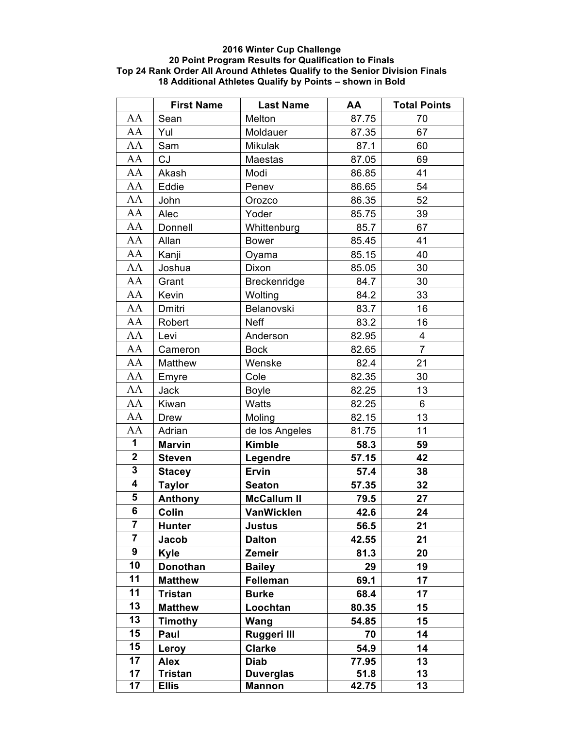**2016 Winter Cup Challenge**
**20 Point Program Results for Qualification to Finals**
**Top 24 Rank Order All Around Athletes Qualify to the Senior Division Finals**
**18 Additional Athletes Qualify by Points – shown in Bold**

| | First Name | Last Name | AA | Total Points |
|---|---|---|---|---|
| AA | Sean | Melton | 87.75 | 70 |
| AA | Yul | Moldauer | 87.35 | 67 |
| AA | Sam | Mikulak | 87.1 | 60 |
| AA | CJ | Maestas | 87.05 | 69 |
| AA | Akash | Modi | 86.85 | 41 |
| AA | Eddie | Penev | 86.65 | 54 |
| AA | John | Orozco | 86.35 | 52 |
| AA | Alec | Yoder | 85.75 | 39 |
| AA | Donnell | Whittenburg | 85.7 | 67 |
| AA | Allan | Bower | 85.45 | 41 |
| AA | Kanji | Oyama | 85.15 | 40 |
| AA | Joshua | Dixon | 85.05 | 30 |
| AA | Grant | Breckenridge | 84.7 | 30 |
| AA | Kevin | Wolting | 84.2 | 33 |
| AA | Dmitri | Belanovski | 83.7 | 16 |
| AA | Robert | Neff | 83.2 | 16 |
| AA | Levi | Anderson | 82.95 | 4 |
| AA | Cameron | Bock | 82.65 | 7 |
| AA | Matthew | Wenske | 82.4 | 21 |
| AA | Emyre | Cole | 82.35 | 30 |
| AA | Jack | Boyle | 82.25 | 13 |
| AA | Kiwan | Watts | 82.25 | 6 |
| AA | Drew | Moling | 82.15 | 13 |
| AA | Adrian | de los Angeles | 81.75 | 11 |
| **1** | **Marvin** | **Kimble** | **58.3** | **59** |
| **2** | **Steven** | **Legendre** | **57.15** | **42** |
| **3** | **Stacey** | **Ervin** | **57.4** | **38** |
| **4** | **Taylor** | **Seaton** | **57.35** | **32** |
| **5** | **Anthony** | **McCallum II** | **79.5** | **27** |
| **6** | **Colin** | **VanWicklen** | **42.6** | **24** |
| **7** | **Hunter** | **Justus** | **56.5** | **21** |
| **7** | **Jacob** | **Dalton** | **42.55** | **21** |
| **9** | **Kyle** | **Zemeir** | **81.3** | **20** |
| **10** | **Donothan** | **Bailey** | **29** | **19** |
| **11** | **Matthew** | **Felleman** | **69.1** | **17** |
| **11** | **Tristan** | **Burke** | **68.4** | **17** |
| **13** | **Matthew** | **Loochtan** | **80.35** | **15** |
| **13** | **Timothy** | **Wang** | **54.85** | **15** |
| **15** | **Paul** | **Ruggeri III** | **70** | **14** |
| **15** | **Leroy** | **Clarke** | **54.9** | **14** |
| **17** | **Alex** | **Diab** | **77.95** | **13** |
| **17** | **Tristan** | **Duverglas** | **51.8** | **13** |
| **17** | **Ellis** | **Mannon** | **42.75** | **13** |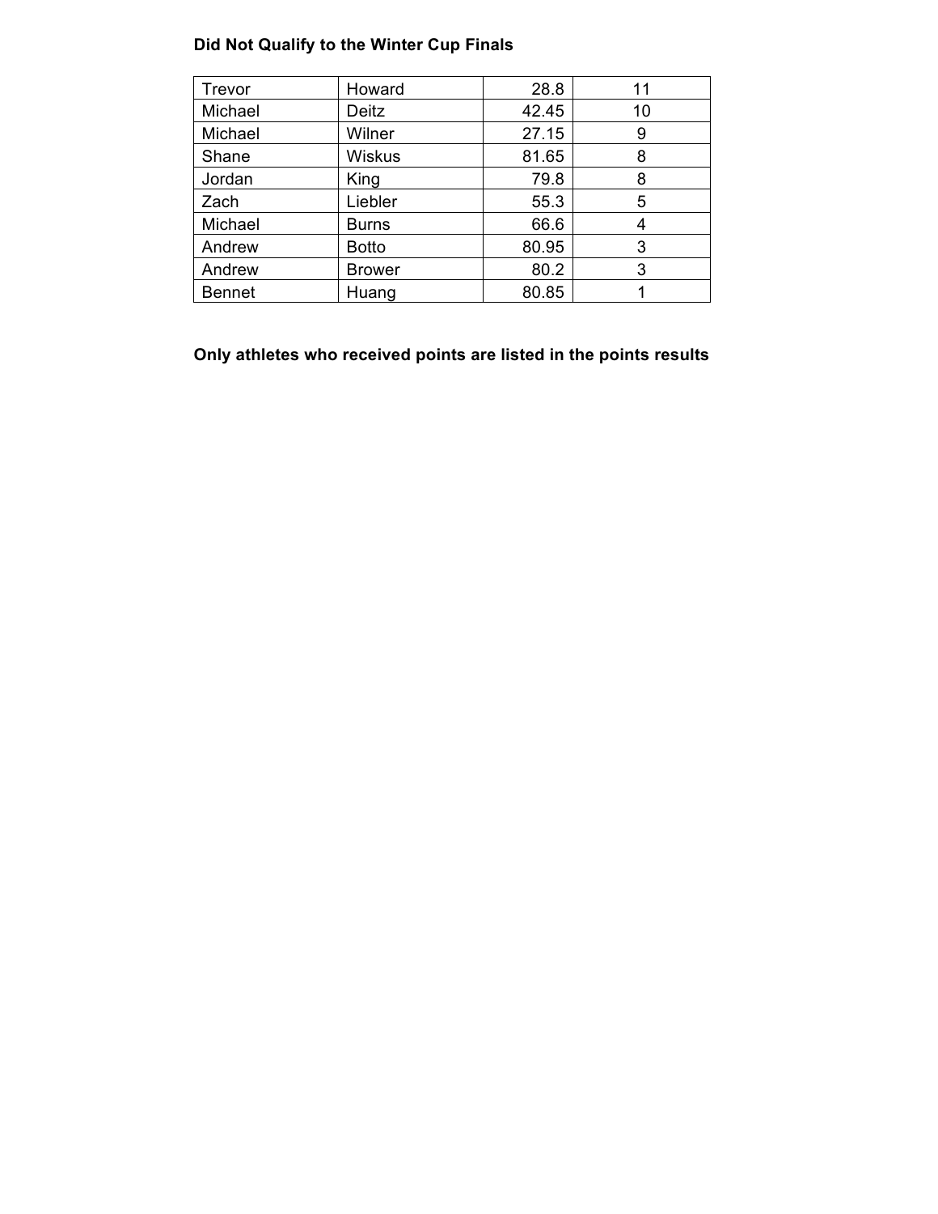**Did Not Qualify to the Winter Cup Finals**

| | | | |
|---|---|---|---|
| Trevor | Howard | 28.8 | 11 |
| Michael | Deitz | 42.45 | 10 |
| Michael | Wilner | 27.15 | 9 |
| Shane | Wiskus | 81.65 | 8 |
| Jordan | King | 79.8 | 8 |
| Zach | Liebler | 55.3 | 5 |
| Michael | Burns | 66.6 | 4 |
| Andrew | Botto | 80.95 | 3 |
| Andrew | Brower | 80.2 | 3 |
| Bennet | Huang | 80.85 | 1 |

**Only athletes who received points are listed in the points results**